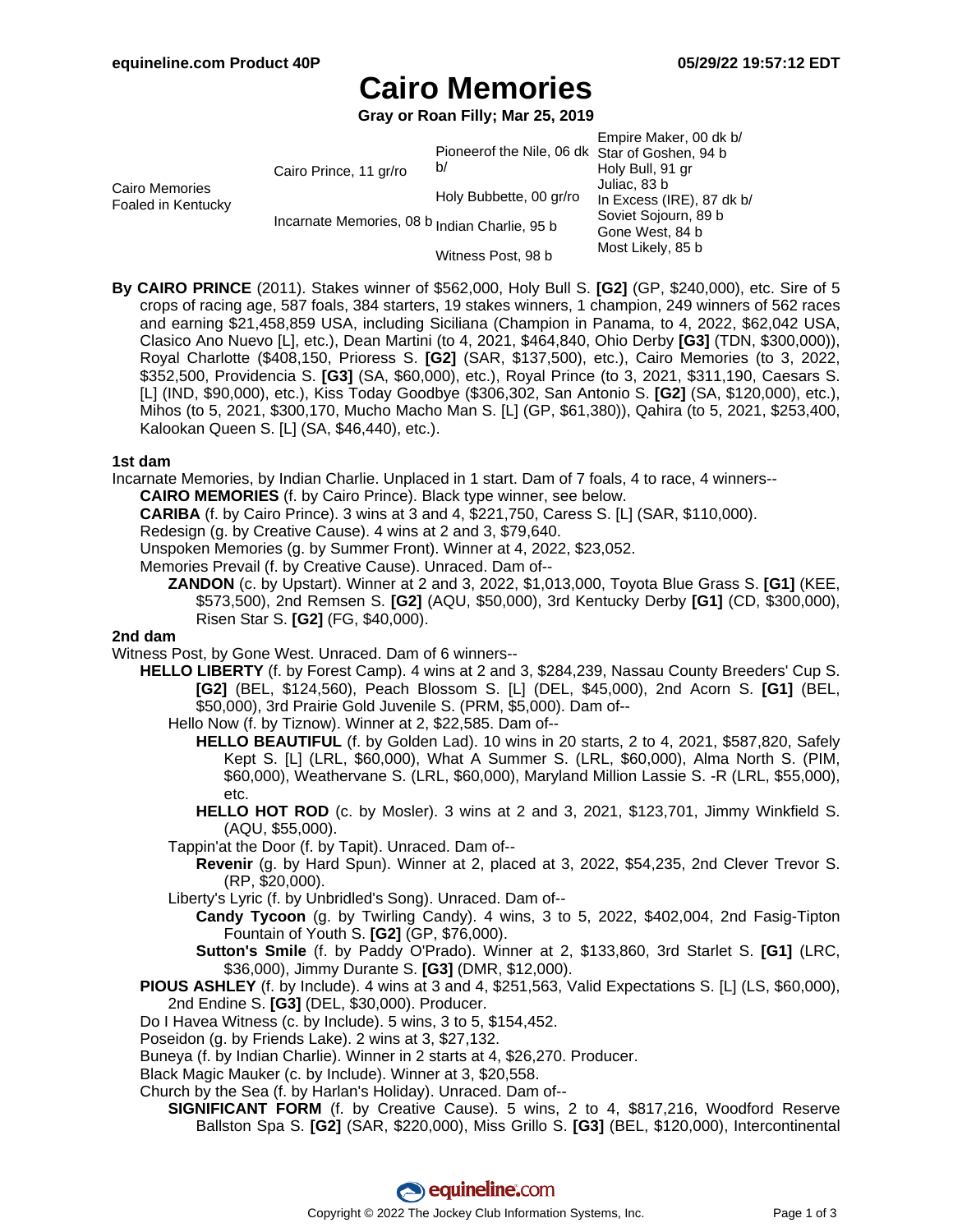# Cairo Memories

**Gray or Roan Filly; Mar 25, 2019**

| | | | |
|---|---|---|---|
| Cairo Memories Foaled in Kentucky | Cairo Prince, 11 gr/ro | Pioneerof the Nile, 06 dk b/ | Empire Maker, 00 dk b/ |
| | | | Star of Goshen, 94 b |
| | | Holy Bubbette, 00 gr/ro | Holy Bull, 91 gr |
| | | | Juliac, 83 b |
| | Incarnate Memories, 08 b | Indian Charlie, 95 b | In Excess (IRE), 87 dk b/ |
| | | | Soviet Sojourn, 89 b |
| | | Witness Post, 98 b | Gone West, 84 b |
| | | | Most Likely, 85 b |

**By CAIRO PRINCE** (2011). Stakes winner of $562,000, Holy Bull S. **[G2]** (GP, $240,000), etc. Sire of 5 crops of racing age, 587 foals, 384 starters, 19 stakes winners, 1 champion, 249 winners of 562 races and earning $21,458,859 USA, including Siciliana (Champion in Panama, to 4, 2022, $62,042 USA, Clasico Ano Nuevo [L], etc.), Dean Martini (to 4, 2021, $464,840, Ohio Derby **[G3]** (TDN, $300,000)), Royal Charlotte ($408,150, Prioress S. **[G2]** (SAR, $137,500), etc.), Cairo Memories (to 3, 2022, $352,500, Providencia S. **[G3]** (SA, $60,000), etc.), Royal Prince (to 3, 2021, $311,190, Caesars S. [L] (IND, $90,000), etc.), Kiss Today Goodbye ($306,302, San Antonio S. **[G2]** (SA, $120,000), etc.), Mihos (to 5, 2021, $300,170, Mucho Macho Man S. [L] (GP, $61,380)), Qahira (to 5, 2021, $253,400, Kalookan Queen S. [L] (SA, $46,440), etc.).

### 1st dam

Incarnate Memories, by Indian Charlie. Unplaced in 1 start. Dam of 7 foals, 4 to race, 4 winners--

- **CAIRO MEMORIES** (f. by Cairo Prince). Black type winner, see below.
- **CARIBA** (f. by Cairo Prince). 3 wins at 3 and 4, $221,750, Caress S. [L] (SAR, $110,000).
- Redesign (g. by Creative Cause). 4 wins at 2 and 3, $79,640.
- Unspoken Memories (g. by Summer Front). Winner at 4, 2022, $23,052.
- Memories Prevail (f. by Creative Cause). Unraced. Dam of--
  - **ZANDON** (c. by Upstart). Winner at 2 and 3, 2022, $1,013,000, Toyota Blue Grass S. **[G1]** (KEE, $573,500), 2nd Remsen S. **[G2]** (AQU, $50,000), 3rd Kentucky Derby **[G1]** (CD, $300,000), Risen Star S. **[G2]** (FG, $40,000).

### 2nd dam

Witness Post, by Gone West. Unraced. Dam of 6 winners--

- **HELLO LIBERTY** (f. by Forest Camp). 4 wins at 2 and 3, $284,239, Nassau County Breeders' Cup S. **[G2]** (BEL, $124,560), Peach Blossom S. [L] (DEL, $45,000), 2nd Acorn S. **[G1]** (BEL, $50,000), 3rd Prairie Gold Juvenile S. (PRM, $5,000). Dam of--
  - Hello Now (f. by Tiznow). Winner at 2, $22,585. Dam of--
    - **HELLO BEAUTIFUL** (f. by Golden Lad). 10 wins in 20 starts, 2 to 4, 2021, $587,820, Safely Kept S. [L] (LRL, $60,000), What A Summer S. (LRL, $60,000), Alma North S. (PIM, $60,000), Weathervane S. (LRL, $60,000), Maryland Million Lassie S. -R (LRL, $55,000), etc.
    - **HELLO HOT ROD** (c. by Mosler). 3 wins at 2 and 3, 2021, $123,701, Jimmy Winkfield S. (AQU, $55,000).
  - Tappin'at the Door (f. by Tapit). Unraced. Dam of--
    - **Revenir** (g. by Hard Spun). Winner at 2, placed at 3, 2022, $54,235, 2nd Clever Trevor S. (RP, $20,000).
  - Liberty's Lyric (f. by Unbridled's Song). Unraced. Dam of--
    - **Candy Tycoon** (g. by Twirling Candy). 4 wins, 3 to 5, 2022, $402,004, 2nd Fasig-Tipton Fountain of Youth S. **[G2]** (GP, $76,000).
    - **Sutton's Smile** (f. by Paddy O'Prado). Winner at 2, $133,860, 3rd Starlet S. **[G1]** (LRC, $36,000), Jimmy Durante S. **[G3]** (DMR, $12,000).
- **PIOUS ASHLEY** (f. by Include). 4 wins at 3 and 4, $251,563, Valid Expectations S. [L] (LS, $60,000), 2nd Endine S. **[G3]** (DEL, $30,000). Producer.
- Do I Havea Witness (c. by Include). 5 wins, 3 to 5, $154,452.
- Poseidon (g. by Friends Lake). 2 wins at 3, $27,132.
- Buneya (f. by Indian Charlie). Winner in 2 starts at 4, $26,270. Producer.
- Black Magic Mauker (c. by Include). Winner at 3, $20,558.
- Church by the Sea (f. by Harlan's Holiday). Unraced. Dam of--
  - **SIGNIFICANT FORM** (f. by Creative Cause). 5 wins, 2 to 4, $817,216, Woodford Reserve Ballston Spa S. **[G2]** (SAR, $220,000), Miss Grillo S. **[G3]** (BEL, $120,000), Intercontinental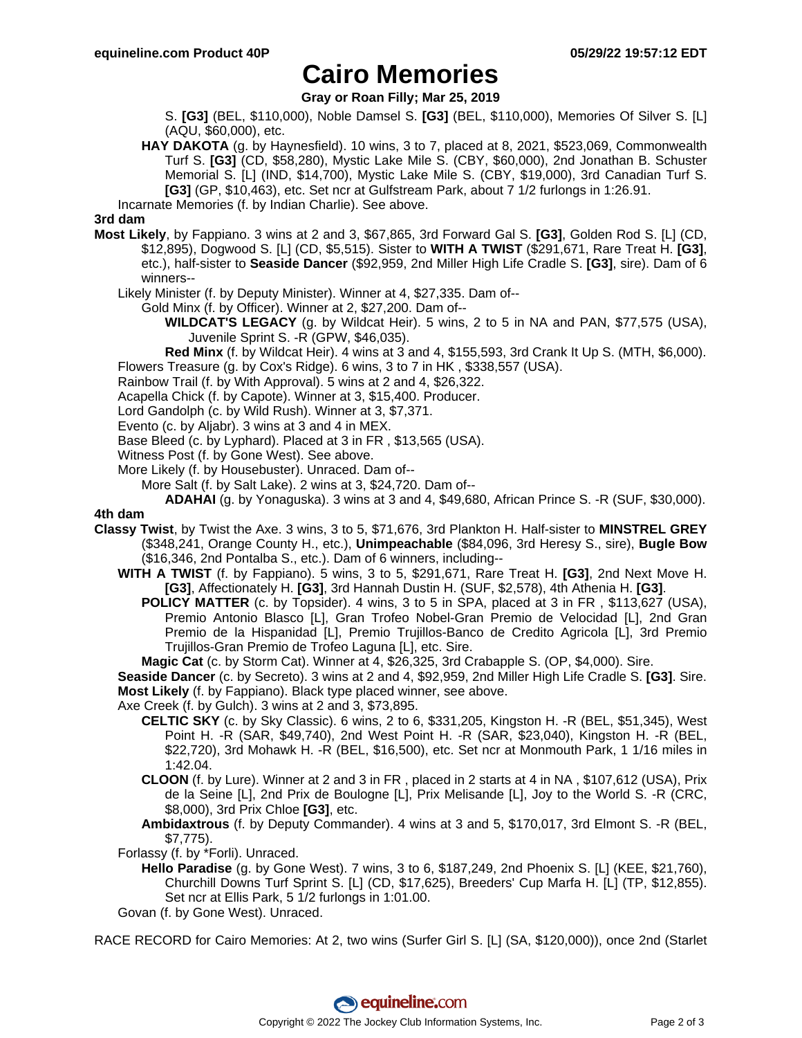# Cairo Memories

**Gray or Roan Filly; Mar 25, 2019**

S. **[G3]** (BEL, $110,000), Noble Damsel S. **[G3]** (BEL, $110,000), Memories Of Silver S. [L] (AQU, $60,000), etc.

**HAY DAKOTA** (g. by Haynesfield). 10 wins, 3 to 7, placed at 8, 2021, $523,069, Commonwealth Turf S. **[G3]** (CD, $58,280), Mystic Lake Mile S. (CBY, $60,000), 2nd Jonathan B. Schuster Memorial S. [L] (IND, $14,700), Mystic Lake Mile S. (CBY, $19,000), 3rd Canadian Turf S. **[G3]** (GP, $10,463), etc. Set ncr at Gulfstream Park, about 7 1/2 furlongs in 1:26.91.

Incarnate Memories (f. by Indian Charlie). See above.

**3rd dam**

**Most Likely**, by Fappiano. 3 wins at 2 and 3, $67,865, 3rd Forward Gal S. **[G3]**, Golden Rod S. [L] (CD, $12,895), Dogwood S. [L] (CD, $5,515). Sister to **WITH A TWIST** ($291,671, Rare Treat H. **[G3]**, etc.), half-sister to **Seaside Dancer** ($92,959, 2nd Miller High Life Cradle S. **[G3]**, sire). Dam of 6 winners--

Likely Minister (f. by Deputy Minister). Winner at 4, $27,335. Dam of--

Gold Minx (f. by Officer). Winner at 2, $27,200. Dam of--

**WILDCAT'S LEGACY** (g. by Wildcat Heir). 5 wins, 2 to 5 in NA and PAN, $77,575 (USA), Juvenile Sprint S. -R (GPW, $46,035).

**Red Minx** (f. by Wildcat Heir). 4 wins at 3 and 4, $155,593, 3rd Crank It Up S. (MTH, $6,000).

Flowers Treasure (g. by Cox's Ridge). 6 wins, 3 to 7 in HK , $338,557 (USA).

Rainbow Trail (f. by With Approval). 5 wins at 2 and 4, $26,322.

Acapella Chick (f. by Capote). Winner at 3, $15,400. Producer.

Lord Gandolph (c. by Wild Rush). Winner at 3, $7,371.

Evento (c. by Aljabr). 3 wins at 3 and 4 in MEX.

Base Bleed (c. by Lyphard). Placed at 3 in FR , $13,565 (USA).

Witness Post (f. by Gone West). See above.

More Likely (f. by Housebuster). Unraced. Dam of--

More Salt (f. by Salt Lake). 2 wins at 3, $24,720. Dam of--

**ADAHAI** (g. by Yonaguska). 3 wins at 3 and 4, $49,680, African Prince S. -R (SUF, $30,000).

**4th dam**

**Classy Twist**, by Twist the Axe. 3 wins, 3 to 5, $71,676, 3rd Plankton H. Half-sister to **MINSTREL GREY** ($348,241, Orange County H., etc.), **Unimpeachable** ($84,096, 3rd Heresy S., sire), **Bugle Bow** ($16,346, 2nd Pontalba S., etc.). Dam of 6 winners, including--

**WITH A TWIST** (f. by Fappiano). 5 wins, 3 to 5, $291,671, Rare Treat H. **[G3]**, 2nd Next Move H. **[G3]**, Affectionately H. **[G3]**, 3rd Hannah Dustin H. (SUF, $2,578), 4th Athenia H. **[G3]**.

**POLICY MATTER** (c. by Topsider). 4 wins, 3 to 5 in SPA, placed at 3 in FR , $113,627 (USA), Premio Antonio Blasco [L], Gran Trofeo Nobel-Gran Premio de Velocidad [L], 2nd Gran Premio de la Hispanidad [L], Premio Trujillos-Banco de Credito Agricola [L], 3rd Premio Trujillos-Gran Premio de Trofeo Laguna [L], etc. Sire.

**Magic Cat** (c. by Storm Cat). Winner at 4, $26,325, 3rd Crabapple S. (OP, $4,000). Sire.

**Seaside Dancer** (c. by Secreto). 3 wins at 2 and 4, $92,959, 2nd Miller High Life Cradle S. **[G3]**. Sire.

**Most Likely** (f. by Fappiano). Black type placed winner, see above.

Axe Creek (f. by Gulch). 3 wins at 2 and 3, $73,895.

**CELTIC SKY** (c. by Sky Classic). 6 wins, 2 to 6, $331,205, Kingston H. -R (BEL, $51,345), West Point H. -R (SAR, $49,740), 2nd West Point H. -R (SAR, $23,040), Kingston H. -R (BEL, $22,720), 3rd Mohawk H. -R (BEL, $16,500), etc. Set ncr at Monmouth Park, 1 1/16 miles in 1:42.04.

**CLOON** (f. by Lure). Winner at 2 and 3 in FR , placed in 2 starts at 4 in NA , $107,612 (USA), Prix de la Seine [L], 2nd Prix de Boulogne [L], Prix Melisande [L], Joy to the World S. -R (CRC, $8,000), 3rd Prix Chloe **[G3]**, etc.

**Ambidaxtrous** (f. by Deputy Commander). 4 wins at 3 and 5, $170,017, 3rd Elmont S. -R (BEL, $7,775).

Forlassy (f. by *Forli). Unraced.

**Hello Paradise** (g. by Gone West). 7 wins, 3 to 6, $187,249, 2nd Phoenix S. [L] (KEE, $21,760), Churchill Downs Turf Sprint S. [L] (CD, $17,625), Breeders' Cup Marfa H. [L] (TP, $12,855). Set ncr at Ellis Park, 5 1/2 furlongs in 1:01.00.

Govan (f. by Gone West). Unraced.

RACE RECORD for Cairo Memories: At 2, two wins (Surfer Girl S. [L] (SA, $120,000)), once 2nd (Starlet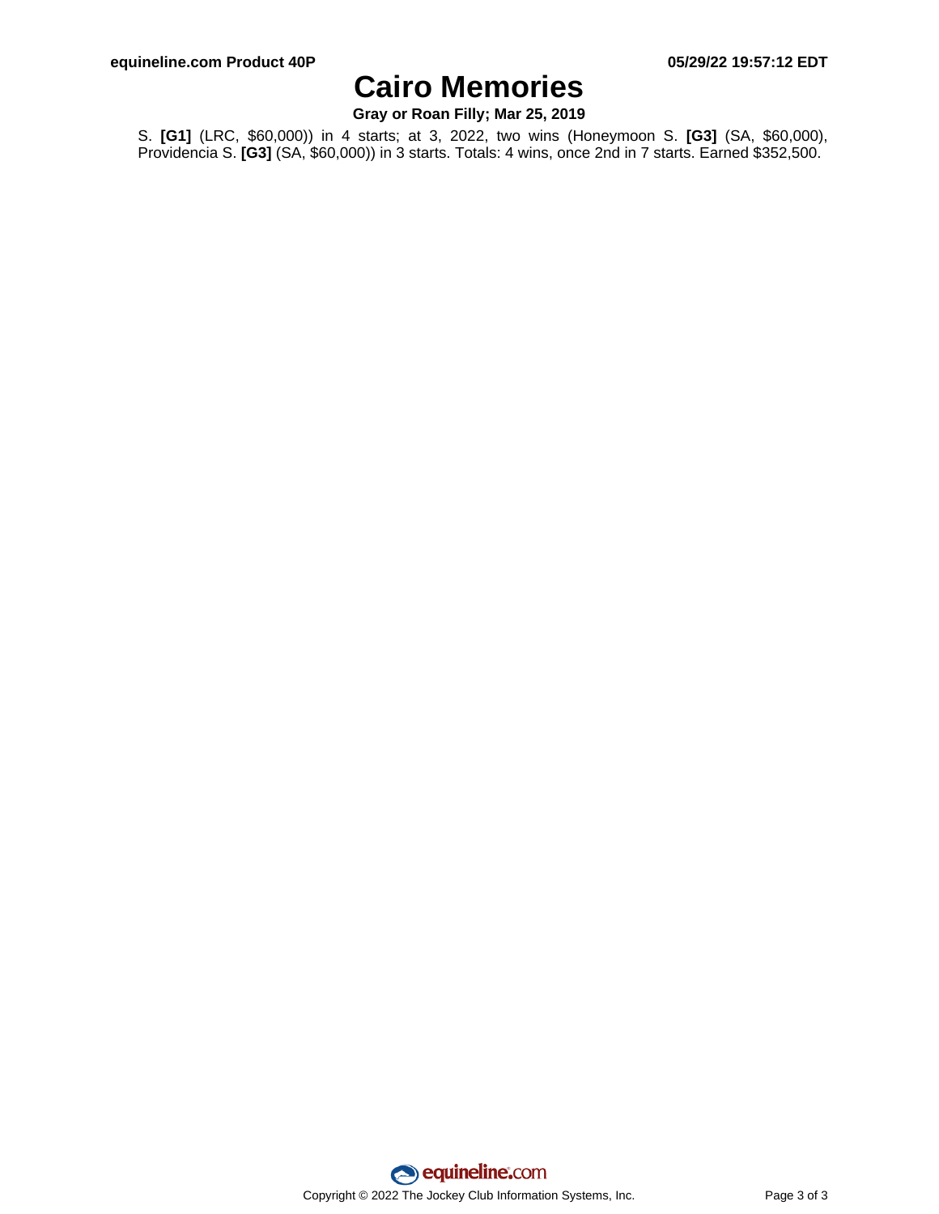# Cairo Memories

**Gray or Roan Filly; Mar 25, 2019**

S. **[G1]** (LRC, $60,000)) in 4 starts; at 3, 2022, two wins (Honeymoon S. **[G3]** (SA, $60,000), Providencia S. **[G3]** (SA, $60,000)) in 3 starts. Totals: 4 wins, once 2nd in 7 starts. Earned $352,500.